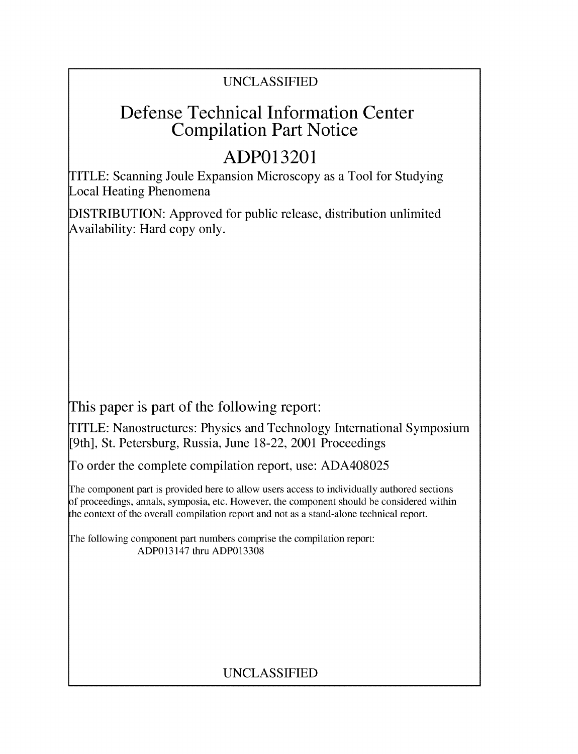UNCLASSIFIED

# Defense Technical Information Center Compilation Part Notice

## ADP013201

TITLE: Scanning Joule Expansion Microscopy as a Tool for Studying Local Heating Phenomena

DISTRIBUTION: Approved for public release, distribution unlimited
Availability: Hard copy only.

This paper is part of the following report:

TITLE: Nanostructures: Physics and Technology International Symposium [9th], St. Petersburg, Russia, June 18-22, 2001 Proceedings

To order the complete compilation report, use: ADA408025

The component part is provided here to allow users access to individually authored sections of proceedings, annals, symposia, etc. However, the component should be considered within the context of the overall compilation report and not as a stand-alone technical report.

The following component part numbers comprise the compilation report:
ADP013147 thru ADP013308

UNCLASSIFIED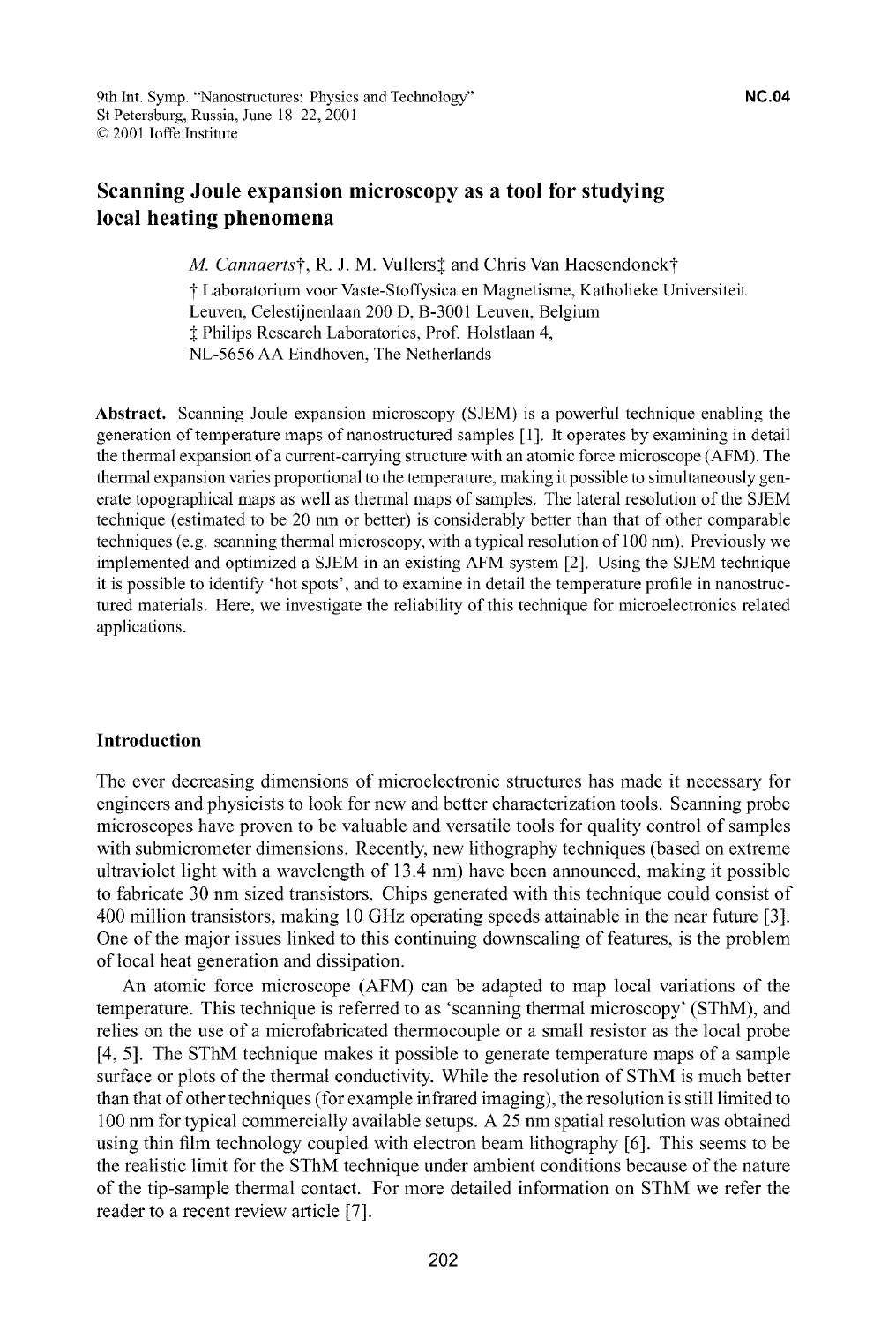9th Int. Symp. "Nanostructures: Physics and Technology"
St Petersburg, Russia, June 18–22, 2001
© 2001 Ioffe Institute

NC.04

# Scanning Joule expansion microscopy as a tool for studying local heating phenomena

*M. Cannaerts*†, R. J. M. Vullers‡ and Chris Van Haesendonck†

† Laboratorium voor Vaste-Stoffysica en Magnetisme, Katholieke Universiteit Leuven, Celestijnenlaan 200 D, B-3001 Leuven, Belgium
‡ Philips Research Laboratories, Prof. Holstlaan 4, NL-5656 AA Eindhoven, The Netherlands

**Abstract.** Scanning Joule expansion microscopy (SJEM) is a powerful technique enabling the generation of temperature maps of nanostructured samples [1]. It operates by examining in detail the thermal expansion of a current-carrying structure with an atomic force microscope (AFM). The thermal expansion varies proportional to the temperature, making it possible to simultaneously generate topographical maps as well as thermal maps of samples. The lateral resolution of the SJEM technique (estimated to be 20 nm or better) is considerably better than that of other comparable techniques (e.g. scanning thermal microscopy, with a typical resolution of 100 nm). Previously we implemented and optimized a SJEM in an existing AFM system [2]. Using the SJEM technique it is possible to identify 'hot spots', and to examine in detail the temperature profile in nanostructured materials. Here, we investigate the reliability of this technique for microelectronics related applications.

## Introduction

The ever decreasing dimensions of microelectronic structures has made it necessary for engineers and physicists to look for new and better characterization tools. Scanning probe microscopes have proven to be valuable and versatile tools for quality control of samples with submicrometer dimensions. Recently, new lithography techniques (based on extreme ultraviolet light with a wavelength of 13.4 nm) have been announced, making it possible to fabricate 30 nm sized transistors. Chips generated with this technique could consist of 400 million transistors, making 10 GHz operating speeds attainable in the near future [3]. One of the major issues linked to this continuing downscaling of features, is the problem of local heat generation and dissipation.

An atomic force microscope (AFM) can be adapted to map local variations of the temperature. This technique is referred to as 'scanning thermal microscopy' (SThM), and relies on the use of a microfabricated thermocouple or a small resistor as the local probe [4, 5]. The SThM technique makes it possible to generate temperature maps of a sample surface or plots of the thermal conductivity. While the resolution of SThM is much better than that of other techniques (for example infrared imaging), the resolution is still limited to 100 nm for typical commercially available setups. A 25 nm spatial resolution was obtained using thin film technology coupled with electron beam lithography [6]. This seems to be the realistic limit for the SThM technique under ambient conditions because of the nature of the tip-sample thermal contact. For more detailed information on SThM we refer the reader to a recent review article [7].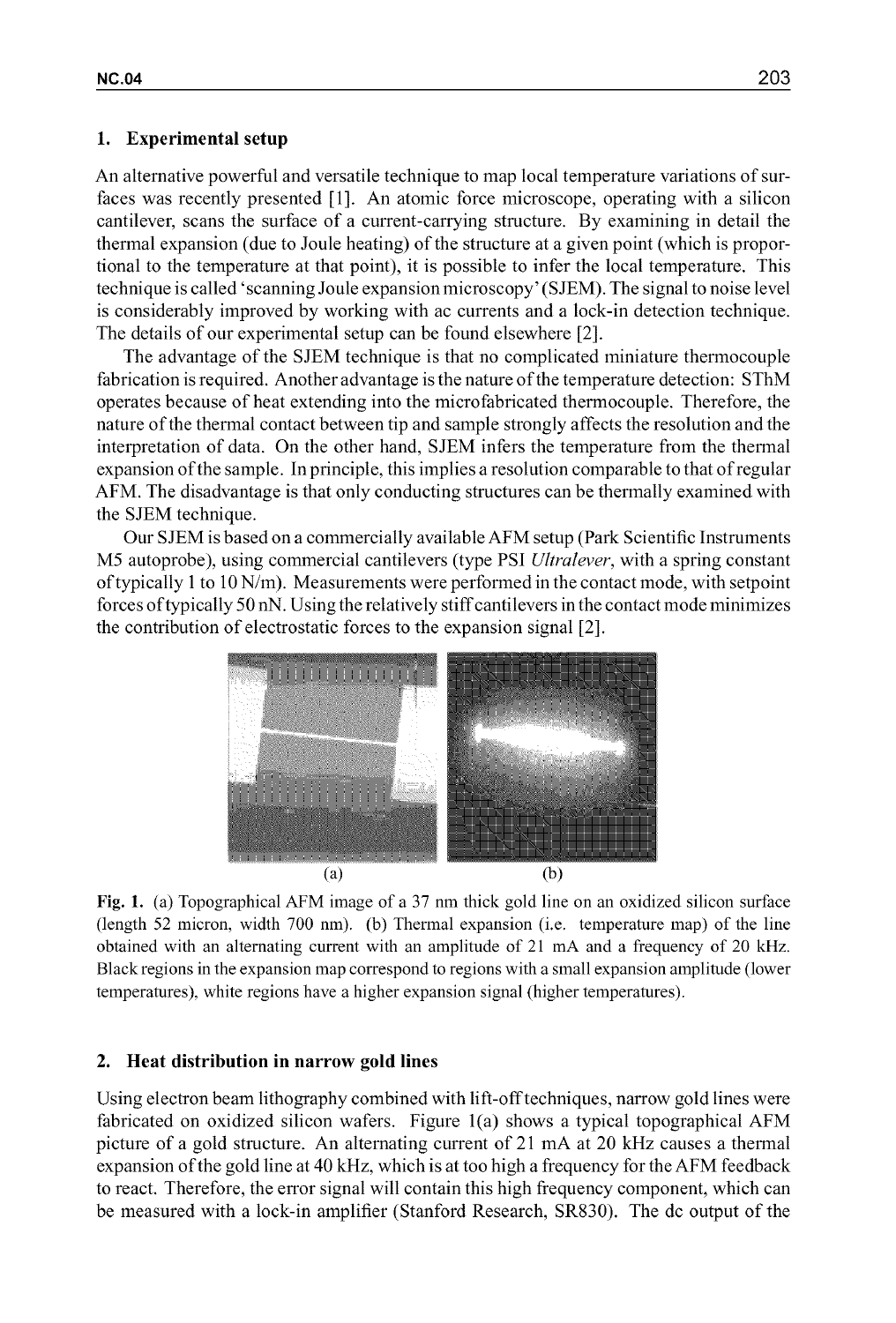## 1. Experimental setup

An alternative powerful and versatile technique to map local temperature variations of surfaces was recently presented [1]. An atomic force microscope, operating with a silicon cantilever, scans the surface of a current-carrying structure. By examining in detail the thermal expansion (due to Joule heating) of the structure at a given point (which is proportional to the temperature at that point), it is possible to infer the local temperature. This technique is called 'scanning Joule expansion microscopy' (SJEM). The signal to noise level is considerably improved by working with ac currents and a lock-in detection technique. The details of our experimental setup can be found elsewhere [2].

The advantage of the SJEM technique is that no complicated miniature thermocouple fabrication is required. Another advantage is the nature of the temperature detection: SThM operates because of heat extending into the microfabricated thermocouple. Therefore, the nature of the thermal contact between tip and sample strongly affects the resolution and the interpretation of data. On the other hand, SJEM infers the temperature from the thermal expansion of the sample. In principle, this implies a resolution comparable to that of regular AFM. The disadvantage is that only conducting structures can be thermally examined with the SJEM technique.

Our SJEM is based on a commercially available AFM setup (Park Scientific Instruments M5 autoprobe), using commercial cantilevers (type PSI *Ultralever*, with a spring constant of typically 1 to 10 N/m). Measurements were performed in the contact mode, with setpoint forces of typically 50 nN. Using the relatively stiff cantilevers in the contact mode minimizes the contribution of electrostatic forces to the expansion signal [2].

(a) (b)

**Fig. 1.** (a) Topographical AFM image of a 37 nm thick gold line on an oxidized silicon surface (length 52 micron, width 700 nm). (b) Thermal expansion (i.e. temperature map) of the line obtained with an alternating current with an amplitude of 21 mA and a frequency of 20 kHz. Black regions in the expansion map correspond to regions with a small expansion amplitude (lower temperatures), white regions have a higher expansion signal (higher temperatures).

## 2. Heat distribution in narrow gold lines

Using electron beam lithography combined with lift-off techniques, narrow gold lines were fabricated on oxidized silicon wafers. Figure 1(a) shows a typical topographical AFM picture of a gold structure. An alternating current of 21 mA at 20 kHz causes a thermal expansion of the gold line at 40 kHz, which is at too high a frequency for the AFM feedback to react. Therefore, the error signal will contain this high frequency component, which can be measured with a lock-in amplifier (Stanford Research, SR830). The dc output of the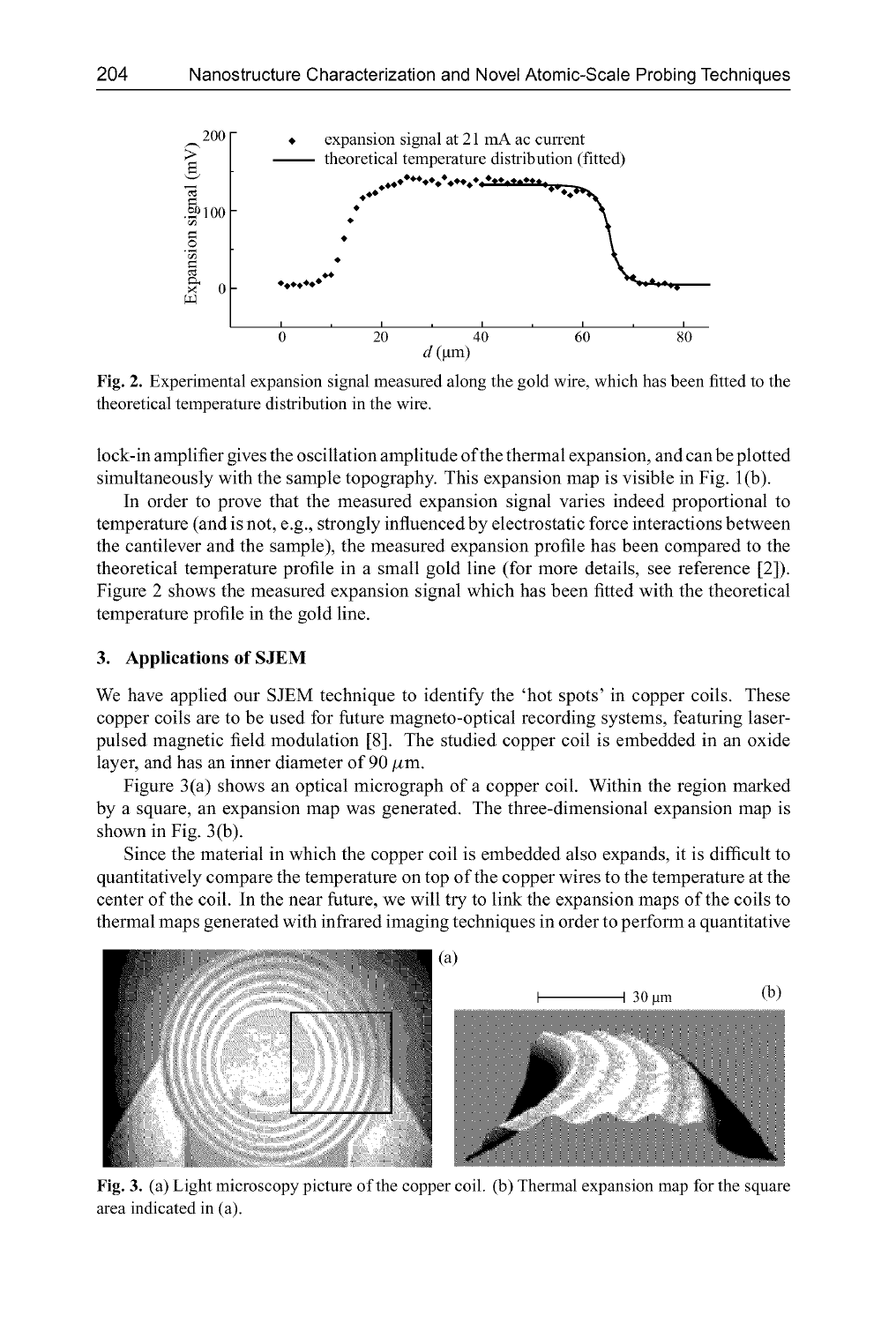Fig. 2. Experimental expansion signal measured along the gold wire, which has been fitted to the theoretical temperature distribution in the wire.

lock-in amplifier gives the oscillation amplitude of the thermal expansion, and can be plotted simultaneously with the sample topography. This expansion map is visible in Fig. 1(b).

In order to prove that the measured expansion signal varies indeed proportional to temperature (and is not, e.g., strongly influenced by electrostatic force interactions between the cantilever and the sample), the measured expansion profile has been compared to the theoretical temperature profile in a small gold line (for more details, see reference [2]). Figure 2 shows the measured expansion signal which has been fitted with the theoretical temperature profile in the gold line.

### 3. Applications of SJEM

We have applied our SJEM technique to identify the 'hot spots' in copper coils. These copper coils are to be used for future magneto-optical recording systems, featuring laser-pulsed magnetic field modulation [8]. The studied copper coil is embedded in an oxide layer, and has an inner diameter of 90 $\mu$m.

Figure 3(a) shows an optical micrograph of a copper coil. Within the region marked by a square, an expansion map was generated. The three-dimensional expansion map is shown in Fig. 3(b).

Since the material in which the copper coil is embedded also expands, it is difficult to quantitatively compare the temperature on top of the copper wires to the temperature at the center of the coil. In the near future, we will try to link the expansion maps of the coils to thermal maps generated with infrared imaging techniques in order to perform a quantitative

Fig. 3. (a) Light microscopy picture of the copper coil. (b) Thermal expansion map for the square area indicated in (a).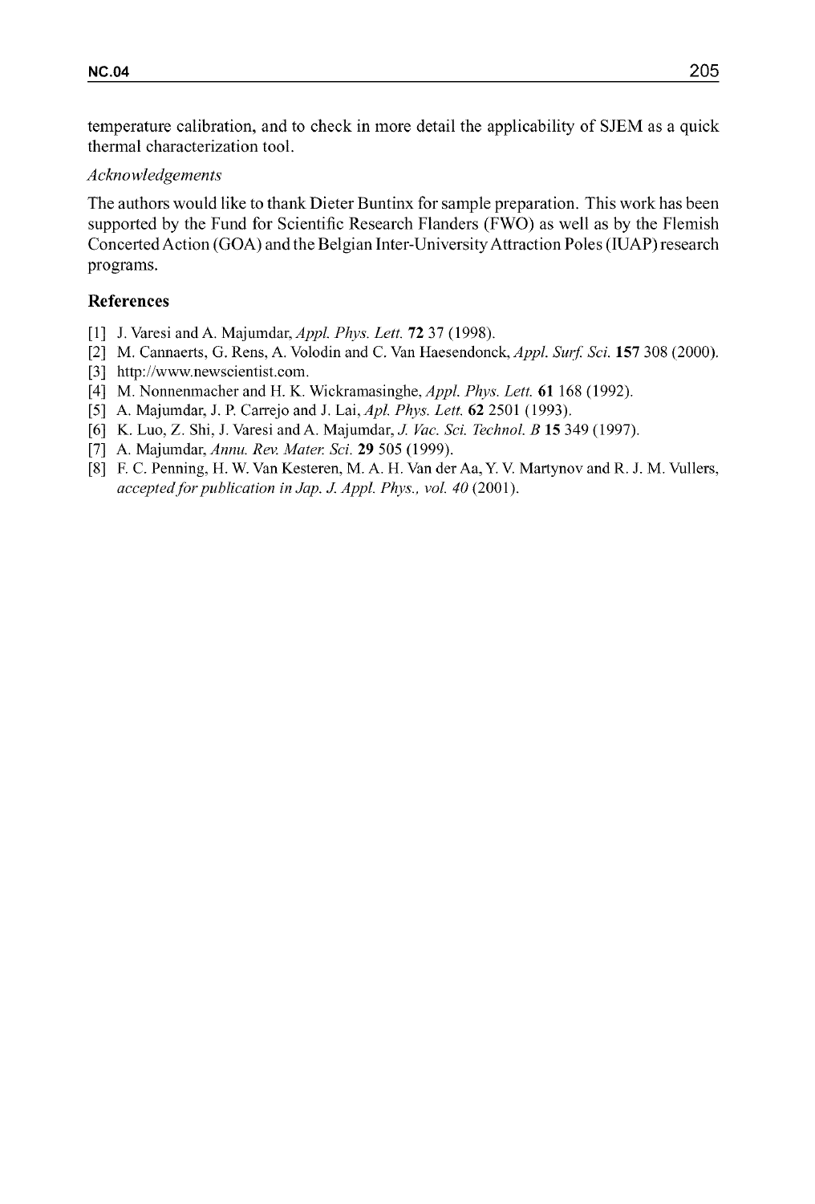temperature calibration, and to check in more detail the applicability of SJEM as a quick thermal characterization tool.

*Acknowledgements*

The authors would like to thank Dieter Buntinx for sample preparation. This work has been supported by the Fund for Scientific Research Flanders (FWO) as well as by the Flemish Concerted Action (GOA) and the Belgian Inter-University Attraction Poles (IUAP) research programs.

## References

[1] J. Varesi and A. Majumdar, *Appl. Phys. Lett.* **72** 37 (1998).

[2] M. Cannaerts, G. Rens, A. Volodin and C. Van Haesendonck, *Appl. Surf. Sci.* **157** 308 (2000).

[3] http://www.newscientist.com.

[4] M. Nonnenmacher and H. K. Wickramasinghe, *Appl. Phys. Lett.* **61** 168 (1992).

[5] A. Majumdar, J. P. Carrejo and J. Lai, *Apl. Phys. Lett.* **62** 2501 (1993).

[6] K. Luo, Z. Shi, J. Varesi and A. Majumdar, *J. Vac. Sci. Technol. B* **15** 349 (1997).

[7] A. Majumdar, *Annu. Rev. Mater. Sci.* **29** 505 (1999).

[8] F. C. Penning, H. W. Van Kesteren, M. A. H. Van der Aa, Y. V. Martynov and R. J. M. Vullers, *accepted for publication in Jap. J. Appl. Phys., vol. 40* (2001).